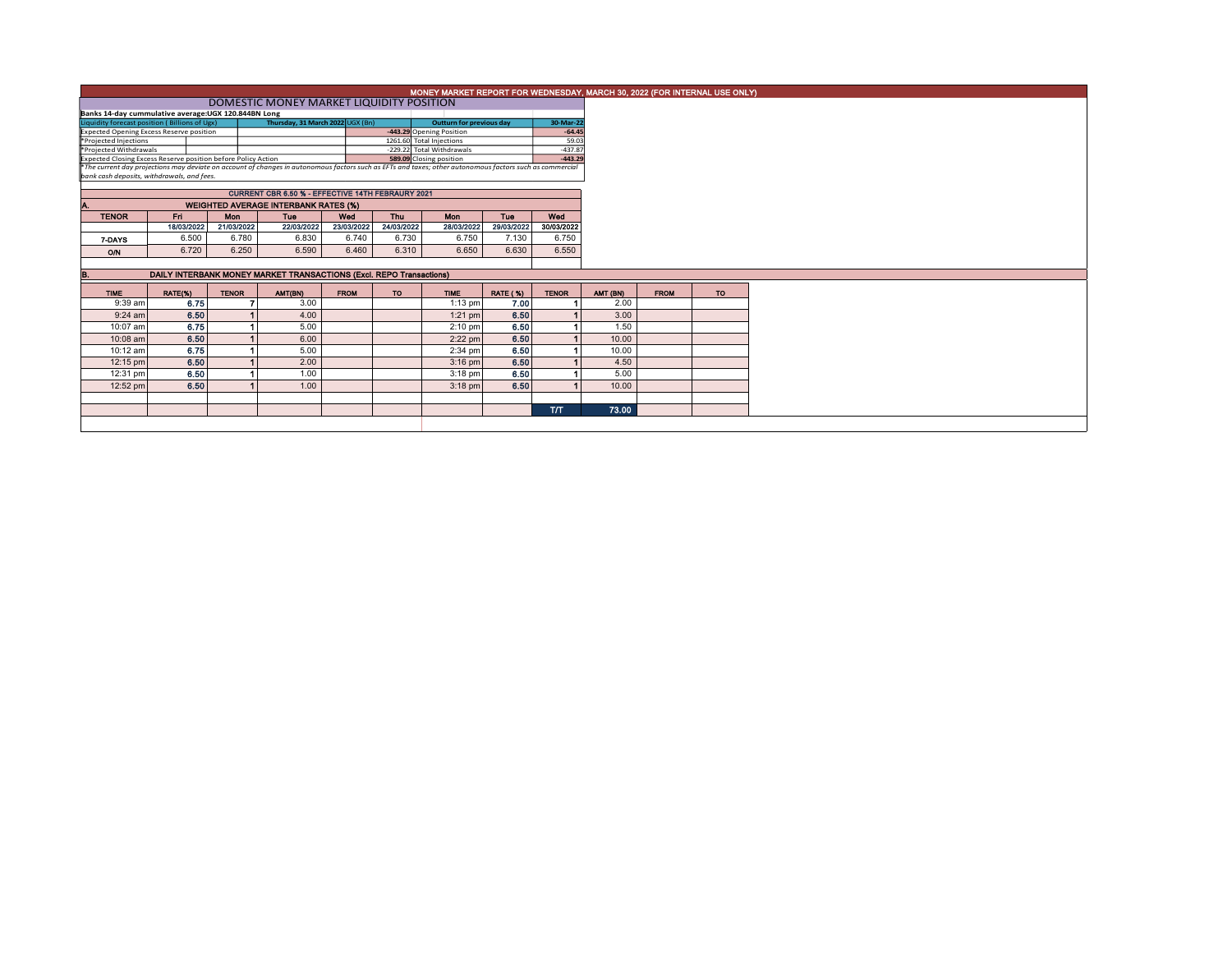# MONEY MARKET REPORT FOR WEDNESDAY, MARCH 30, 2022 (FOR INTERNAL USE ONLY)

## DOMESTIC MONEY MARKET LIQUIDITY POSITION

**Banks 14-day cummulative average:UGX 120.844BN Long**

| Liquidity forecast position ( Billions of Ugx) | Thursday, 31 March 2022 UGX (Bn) | Outturn for previous day | 30-Mar-22 |
|---|---|---|---|
| Expected Opening Excess Reserve position | -443.29 | Opening Position | -64.45 |
| *Projected Injections | 1261.60 | Total Injections | 59.03 |
| *Projected Withdrawals | -229.22 | Total Withdrawals | -437.87 |
| Expected Closing Excess Reserve position before Policy Action | 589.09 | Closing position | -443.29 |

*The current day projections may deviate on account of changes in autonomous factors such as EFTs and taxes; other autonomous factors such as commercial bank cash deposits, withdrawals, and fees.

**CURRENT CBR 6.50 % - EFFECTIVE 14TH FEBRAURY 2021**

### A. WEIGHTED AVERAGE INTERBANK RATES (%)

| TENOR | Fri | Mon | Tue | Wed | Thu | Mon | Tue | Wed |
|---|---|---|---|---|---|---|---|---|
| | 18/03/2022 | 21/03/2022 | 22/03/2022 | 23/03/2022 | 24/03/2022 | 28/03/2022 | 29/03/2022 | 30/03/2022 |
| 7-DAYS | 6.500 | 6.780 | 6.830 | 6.740 | 6.730 | 6.750 | 7.130 | 6.750 |
| O/N | 6.720 | 6.250 | 6.590 | 6.460 | 6.310 | 6.650 | 6.630 | 6.550 |

### B. DAILY INTERBANK MONEY MARKET TRANSACTIONS (Excl. REPO Transactions)

| TIME | RATE(%) | TENOR | AMT(BN) | FROM | TO | TIME | RATE (%) | TENOR | AMT (BN) | FROM | TO |
|---|---|---|---|---|---|---|---|---|---|---|---|
| 9:39 am | 6.75 | 7 | 3.00 | | | 1:13 pm | 7.00 | 1 | 2.00 | | |
| 9:24 am | 6.50 | 1 | 4.00 | | | 1:21 pm | 6.50 | 1 | 3.00 | | |
| 10:07 am | 6.75 | 1 | 5.00 | | | 2:10 pm | 6.50 | 1 | 1.50 | | |
| 10:08 am | 6.50 | 1 | 6.00 | | | 2:22 pm | 6.50 | 1 | 10.00 | | |
| 10:12 am | 6.75 | 1 | 5.00 | | | 2:34 pm | 6.50 | 1 | 10.00 | | |
| 12:15 pm | 6.50 | 1 | 2.00 | | | 3:16 pm | 6.50 | 1 | 4.50 | | |
| 12:31 pm | 6.50 | 1 | 1.00 | | | 3:18 pm | 6.50 | 1 | 5.00 | | |
| 12:52 pm | 6.50 | 1 | 1.00 | | | 3:18 pm | 6.50 | 1 | 10.00 | | |
| | | | | | | | | T/T | 73.00 | | |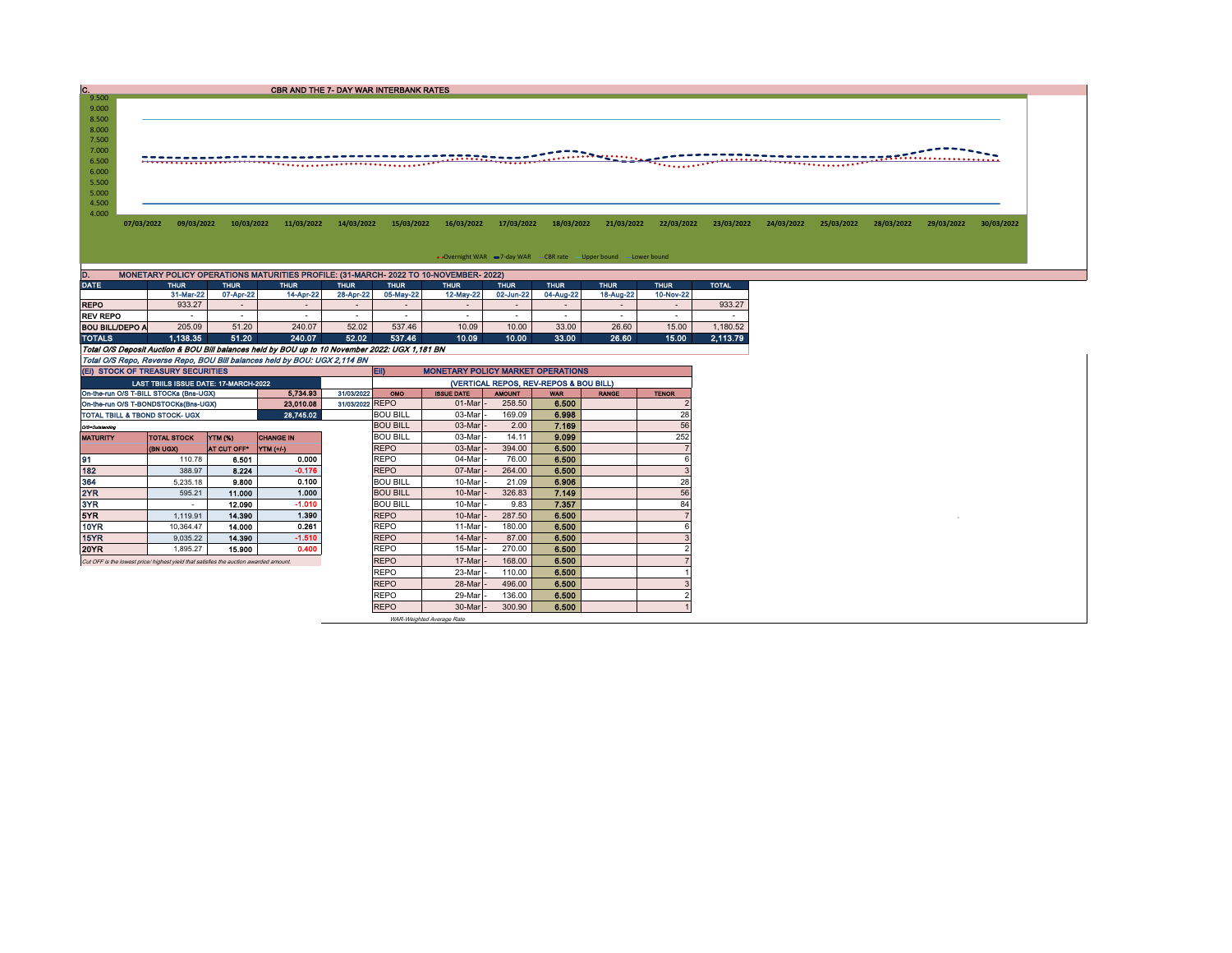## C. CBR AND THE 7- DAY WAR INTERBANK RATES

9.500
9.000
8.500
8.000
7.500
7.000
6.500
6.000
5.500
5.000
4.500
4.000

07/03/2022 09/03/2022 10/03/2022 11/03/2022 14/03/2022 15/03/2022 16/03/2022 17/03/2022 18/03/2022 21/03/2022 22/03/2022 23/03/2022 24/03/2022 25/03/2022 28/03/2022 29/03/2022 30/03/2022

Overnight WAR — 7-day WAR — CBR rate — Upper bound — Lower bound

## D. MONETARY POLICY OPERATIONS MATURITIES PROFILE: (31-MARCH- 2022 TO 10-NOVEMBER- 2022)

| DATE | THUR | THUR | THUR | THUR | THUR | THUR | THUR | THUR | THUR | THUR | TOTAL |
|---|---|---|---|---|---|---|---|---|---|---|---|
| | 31-Mar-22 | 07-Apr-22 | 14-Apr-22 | 28-Apr-22 | 05-May-22 | 12-May-22 | 02-Jun-22 | 04-Aug-22 | 18-Aug-22 | 10-Nov-22 | |
| REPO | 933.27 | - | - | - | - | - | - | - | - | - | 933.27 |
| REV REPO | - | - | - | - | - | - | - | - | - | - | - |
| BOU BILL/DEPO A | 205.09 | 51.20 | 240.07 | 52.02 | 537.46 | 10.09 | 10.00 | 33.00 | 26.60 | 15.00 | 1,180.52 |
| TOTALS | 1,138.35 | 51.20 | 240.07 | 52.02 | 537.46 | 10.09 | 10.00 | 33.00 | 26.60 | 15.00 | 2,113.79 |

*Total O/S Deposit Auction & BOU Bill balances held by BOU up to 10 November 2022: UGX 1,181 BN*

*Total O/S Repo, Reverse Repo, BOU Bill balances held by BOU: UGX 2,114 BN*

### (EI) STOCK OF TREASURY SECURITIES

| LAST TBIILS ISSUE DATE: 17-MARCH-2022 | | | |
|---|---|---|---|
| On-the-run O/S T-BILL STOCKs (Bns-UGX) | | 5,734.93 | 31/03/2022 |
| On-the-run O/S T-BONDSTOCKs(Bns-UGX) | | 23,010.08 | 31/03/2022 |
| TOTAL TBILL & TBOND STOCK- UGX | | 28,745.02 | |

*O/S=Outstanding*

| MATURITY | TOTAL STOCK (BN UGX) | YTM (%) AT CUT OFF* | CHANGE IN YTM (+/-) |
|---|---|---|---|
| 91 | 110.78 | 6.501 | 0.000 |
| 182 | 388.97 | 8.224 | -0.176 |
| 364 | 5,235.18 | 9.800 | 0.100 |
| 2YR | 595.21 | 11.000 | 1.000 |
| 3YR | - | 12.090 | -1.010 |
| 5YR | 1,119.91 | 14.390 | 1.390 |
| 10YR | 10,364.47 | 14.000 | 0.261 |
| 15YR | 9,035.22 | 14.390 | -1.510 |
| 20YR | 1,895.27 | 15.900 | 0.400 |

*Cut OFF is the lowest price/ highest yield that satisfies the auction awarded amount.*

### EII) MONETARY POLICY MARKET OPERATIONS

(VERTICAL REPOS, REV-REPOS & BOU BILL)

| OMO | ISSUE DATE | AMOUNT | WAR | RANGE | TENOR |
|---|---|---|---|---|---|
| REPO | 01-Mar | 258.50 | 6.500 | | 2 |
| BOU BILL | 03-Mar | 169.09 | 6.998 | | 28 |
| BOU BILL | 03-Mar | 2.00 | 7.169 | | 56 |
| BOU BILL | 03-Mar | 14.11 | 9.099 | | 252 |
| REPO | 03-Mar | 394.00 | 6.500 | | 7 |
| REPO | 04-Mar | 76.00 | 6.500 | | 6 |
| REPO | 07-Mar | 264.00 | 6.500 | | 3 |
| BOU BILL | 10-Mar | 21.09 | 6.906 | | 28 |
| BOU BILL | 10-Mar | 326.83 | 7.149 | | 56 |
| BOU BILL | 10-Mar | 9.83 | 7.357 | | 84 |
| REPO | 10-Mar | 287.50 | 6.500 | | 7 |
| REPO | 11-Mar | 180.00 | 6.500 | | 6 |
| REPO | 14-Mar | 87.00 | 6.500 | | 3 |
| REPO | 15-Mar | 270.00 | 6.500 | | 2 |
| REPO | 17-Mar | 168.00 | 6.500 | | 7 |
| REPO | 23-Mar | 110.00 | 6.500 | | 1 |
| REPO | 28-Mar | 496.00 | 6.500 | | 3 |
| REPO | 29-Mar | 136.00 | 6.500 | | 2 |
| REPO | 30-Mar | 300.90 | 6.500 | | 1 |

*WAR-Weighted Average Rate*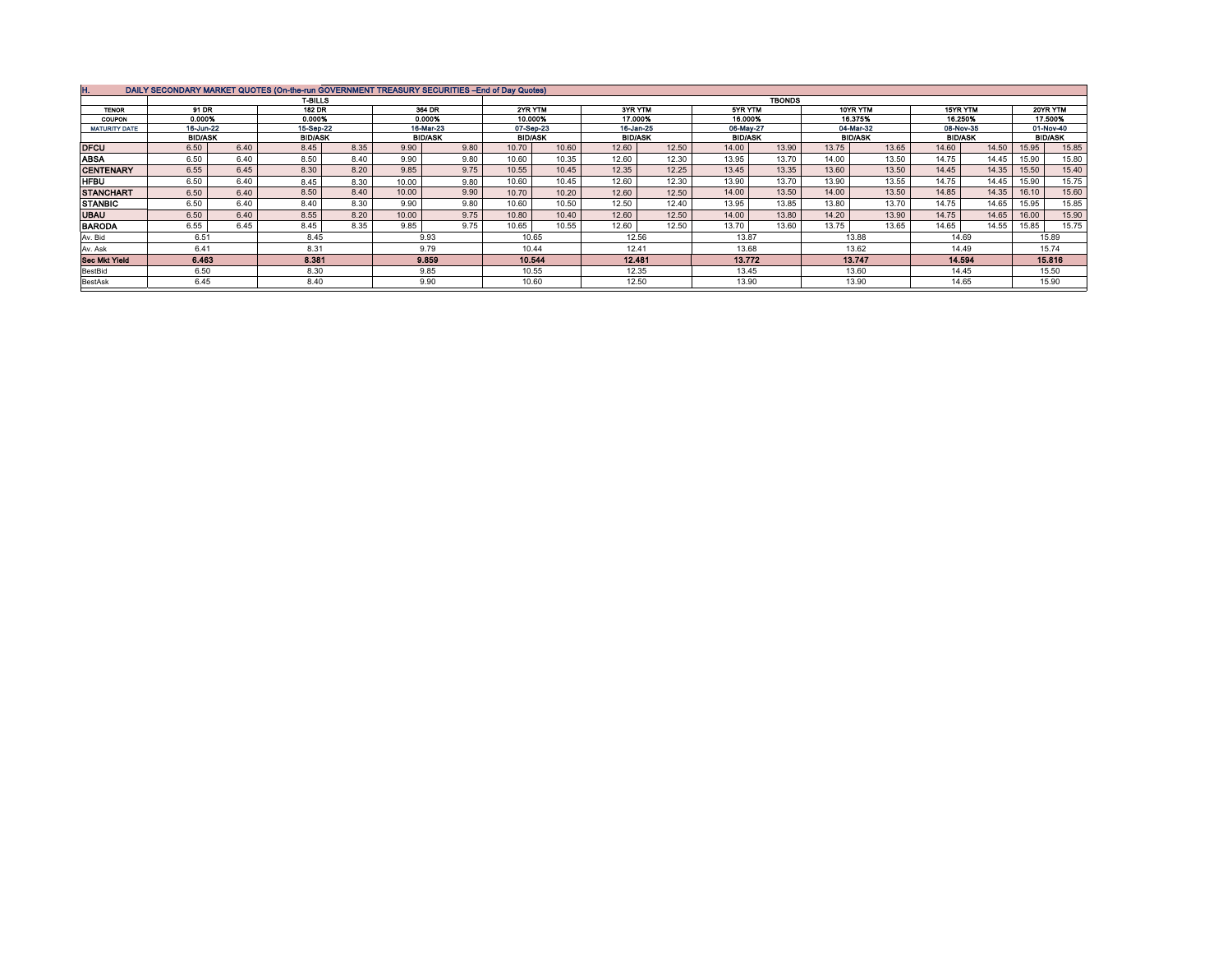| H. DAILY SECONDARY MARKET QUOTES (On-the-run GOVERNMENT TREASURY SECURITIES –End of Day Quotes) | | | | | | | | | | | | | | | | | | |
|---|---|---|---|---|---|---|---|---|---|---|---|---|---|---|---|---|---|---|
| | T-BILLS | | | | | | TBONDS | | | | | | | | | | | |
| TENOR | 91 DR | | 182 DR | | 364 DR | | 2YR YTM | | 3YR YTM | | 5YR YTM | | 10YR YTM | | 15YR YTM | | 20YR YTM | |
| COUPON | 0.000% | | 0.000% | | 0.000% | | 10.000% | | 17.000% | | 16.000% | | 16.375% | | 16.250% | | 17.500% | |
| MATURITY DATE | 16-Jun-22 | | 15-Sep-22 | | 16-Mar-23 | | 07-Sep-23 | | 16-Jan-25 | | 06-May-27 | | 04-Mar-32 | | 08-Nov-35 | | 01-Nov-40 | |
| | BID/ASK | | BID/ASK | | BID/ASK | | BID/ASK | | BID/ASK | | BID/ASK | | BID/ASK | | BID/ASK | | BID/ASK | |
| DFCU | 6.50 | 6.40 | 8.45 | 8.35 | 9.90 | 9.80 | 10.70 | 10.60 | 12.60 | 12.50 | 14.00 | 13.90 | 13.75 | 13.65 | 14.60 | 14.50 | 15.95 | 15.85 |
| ABSA | 6.50 | 6.40 | 8.50 | 8.40 | 9.90 | 9.80 | 10.60 | 10.35 | 12.60 | 12.30 | 13.95 | 13.70 | 14.00 | 13.50 | 14.75 | 14.45 | 15.90 | 15.80 |
| CENTENARY | 6.55 | 6.45 | 8.30 | 8.20 | 9.85 | 9.75 | 10.55 | 10.45 | 12.35 | 12.25 | 13.45 | 13.35 | 13.60 | 13.50 | 14.45 | 14.35 | 15.50 | 15.40 |
| HFBU | 6.50 | 6.40 | 8.45 | 8.30 | 10.00 | 9.80 | 10.60 | 10.45 | 12.60 | 12.30 | 13.90 | 13.70 | 13.90 | 13.55 | 14.75 | 14.45 | 15.90 | 15.75 |
| STANCHART | 6.50 | 6.40 | 8.50 | 8.40 | 10.00 | 9.90 | 10.70 | 10.20 | 12.60 | 12.50 | 14.00 | 13.50 | 14.00 | 13.50 | 14.85 | 14.35 | 16.10 | 15.60 |
| STANBIC | 6.50 | 6.40 | 8.40 | 8.30 | 9.90 | 9.80 | 10.60 | 10.50 | 12.50 | 12.40 | 13.95 | 13.85 | 13.80 | 13.70 | 14.75 | 14.65 | 15.95 | 15.85 |
| UBAU | 6.50 | 6.40 | 8.55 | 8.20 | 10.00 | 9.75 | 10.80 | 10.40 | 12.60 | 12.50 | 14.00 | 13.80 | 14.20 | 13.90 | 14.75 | 14.65 | 16.00 | 15.90 |
| BARODA | 6.55 | 6.45 | 8.45 | 8.35 | 9.85 | 9.75 | 10.65 | 10.55 | 12.60 | 12.50 | 13.70 | 13.60 | 13.75 | 13.65 | 14.65 | 14.55 | 15.85 | 15.75 |
| Av. Bid | 6.51 | | 8.45 | | 9.93 | | 10.65 | | 12.56 | | 13.87 | | 13.88 | | 14.69 | | 15.89 | |
| Av. Ask | 6.41 | | 8.31 | | 9.79 | | 10.44 | | 12.41 | | 13.68 | | 13.62 | | 14.49 | | 15.74 | |
| **Sec Mkt Yield** | **6.463** | | **8.381** | | **9.859** | | **10.544** | | **12.481** | | **13.772** | | **13.747** | | **14.594** | | **15.816** | |
| BestBid | 6.50 | | 8.30 | | 9.85 | | 10.55 | | 12.35 | | 13.45 | | 13.60 | | 14.45 | | 15.50 | |
| BestAsk | 6.45 | | 8.40 | | 9.90 | | 10.60 | | 12.50 | | 13.90 | | 13.90 | | 14.65 | | 15.90 | |